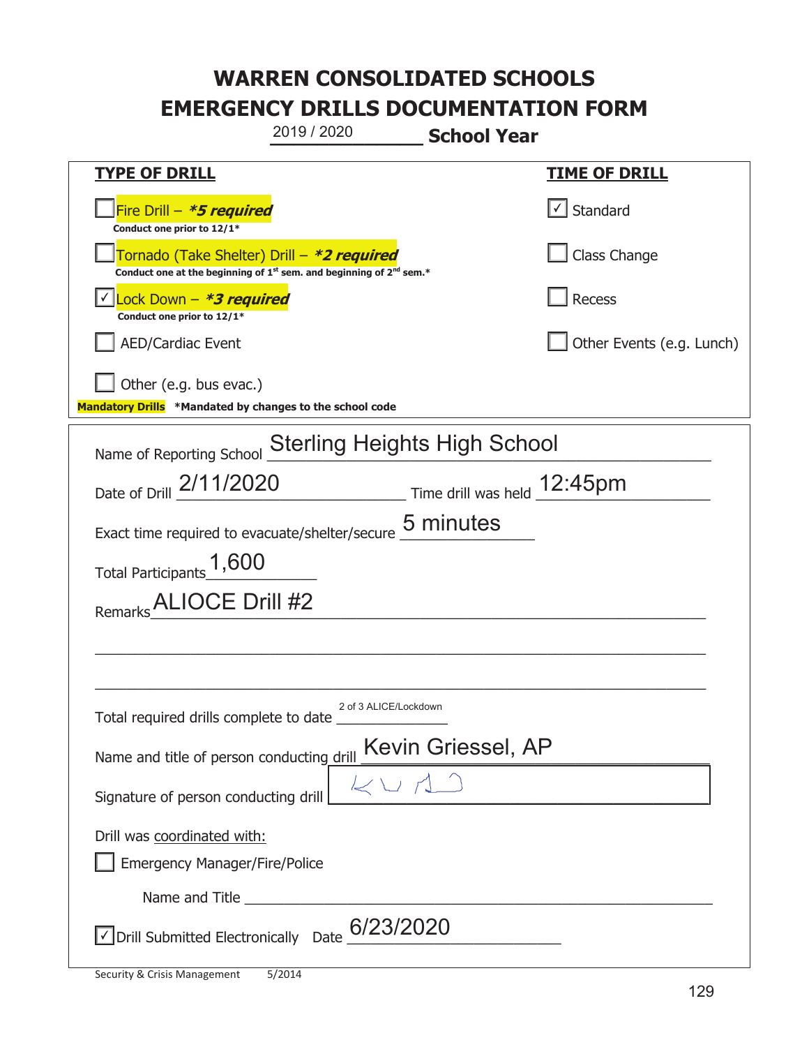# WARREN CONSOLIDATED SCHOOLS
# EMERGENCY DRILLS DOCUMENTATION FORM

2019 / 2020 **School Year**

| **TYPE OF DRILL** | **TIME OF DRILL** |
| --- | --- |
| ☐ Fire Drill – ***5 required*** <br> **Conduct one prior to 12/1*** | ☑ Standard |
| ☐ Tornado (Take Shelter) Drill – ***2 required*** <br> **Conduct one at the beginning of 1st sem. and beginning of 2nd sem.*** | ☐ Class Change |
| ☑ Lock Down – ***3 required*** <br> **Conduct one prior to 12/1*** | ☐ Recess |
| ☐ AED/Cardiac Event | ☐ Other Events (e.g. Lunch) |
| ☐ Other (e.g. bus evac.) | |

**Mandatory Drills** ***Mandated by changes to the school code**

Name of Reporting School: Sterling Heights High School

Date of Drill: 2/11/2020 Time drill was held: 12:45pm

Exact time required to evacuate/shelter/secure: 5 minutes

Total Participants: 1,600

Remarks: ALIOCE Drill #2

Total required drills complete to date: 2 of 3 ALICE/Lockdown

Name and title of person conducting drill: Kevin Griessel, AP

Signature of person conducting drill: KWG

Drill was coordinated with:

☐ Emergency Manager/Fire/Police

Name and Title ____________________

☑ Drill Submitted Electronically Date: 6/23/2020

Security & Crisis Management 5/2014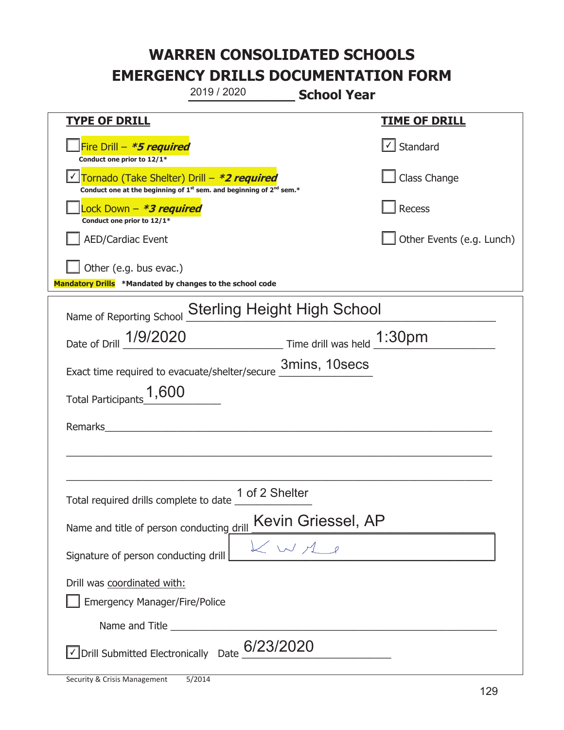# WARREN CONSOLIDATED SCHOOLS
# EMERGENCY DRILLS DOCUMENTATION FORM

2019 / 2020 **School Year**

| **TYPE OF DRILL** | **TIME OF DRILL** |
|---|---|
| ☐ Fire Drill – ***5 required*** <br> **Conduct one prior to 12/1*** | ☑ Standard |
| ☑ Tornado (Take Shelter) Drill – ***2 required*** <br> **Conduct one at the beginning of 1st sem. and beginning of 2nd sem.*** | ☐ Class Change |
| ☐ Lock Down – ***3 required*** <br> **Conduct one prior to 12/1*** | ☐ Recess |
| ☐ AED/Cardiac Event | ☐ Other Events (e.g. Lunch) |
| ☐ Other (e.g. bus evac.) | |

**Mandatory Drills** ***Mandated by changes to the school code**

Name of Reporting School: Sterling Height High School

Date of Drill: 1/9/2020 Time drill was held: 1:30pm

Exact time required to evacuate/shelter/secure: 3mins, 10secs

Total Participants: 1,600

Remarks: ______________________________

Total required drills complete to date: 1 of 2 Shelter

Name and title of person conducting drill: Kevin Griessel, AP

Signature of person conducting drill: [signature]

Drill was coordinated with:

☐ Emergency Manager/Fire/Police

Name and Title ______________________________

☑ Drill Submitted Electronically Date: 6/23/2020

Security & Crisis Management 5/2014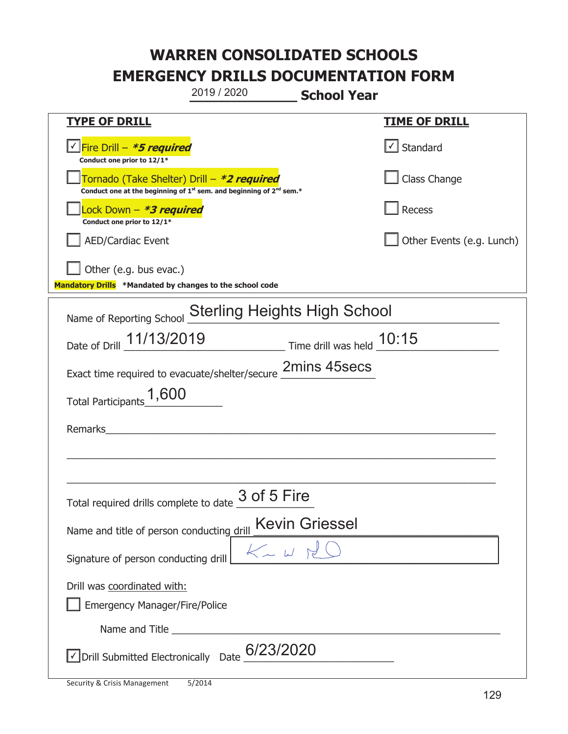# WARREN CONSOLIDATED SCHOOLS
# EMERGENCY DRILLS DOCUMENTATION FORM

2019 / 2020 **School Year**

| **TYPE OF DRILL** | **TIME OF DRILL** |
|---|---|
| ☑ Fire Drill – ***5 required*** Conduct one prior to 12/1* | ☑ Standard |
| ☐ Tornado (Take Shelter) Drill – ***2 required*** Conduct one at the beginning of 1st sem. and beginning of 2nd sem.* | ☐ Class Change |
| ☐ Lock Down – ***3 required*** Conduct one prior to 12/1* | ☐ Recess |
| ☐ AED/Cardiac Event | ☐ Other Events (e.g. Lunch) |
| ☐ Other (e.g. bus evac.) | |

**Mandatory Drills** ***Mandated by changes to the school code**

Name of Reporting School: Sterling Heights High School

Date of Drill: 11/13/2019 Time drill was held: 10:15

Exact time required to evacuate/shelter/secure: 2mins 45secs

Total Participants: 1,600

Remarks: ______

Total required drills complete to date: 3 of 5 Fire

Name and title of person conducting drill: Kevin Griessel

Signature of person conducting drill: [signature]

Drill was coordinated with:

☐ Emergency Manager/Fire/Police

Name and Title ______

☑ Drill Submitted Electronically Date: 6/23/2020

Security & Crisis Management 5/2014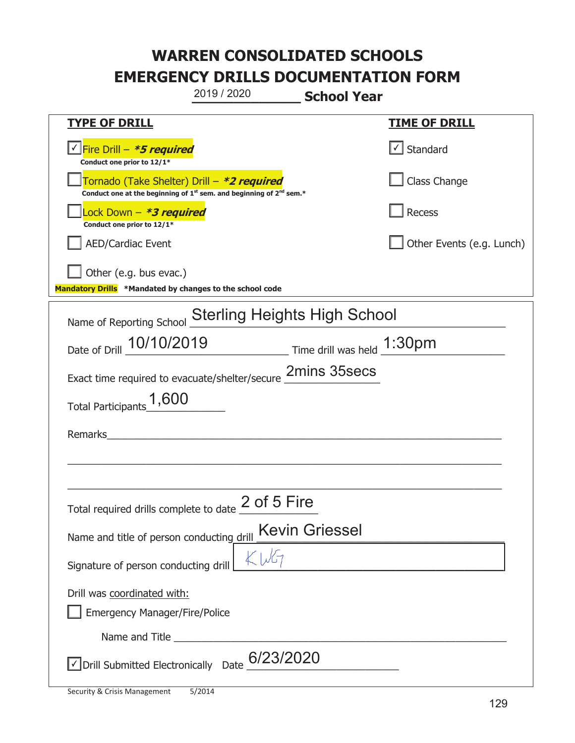# WARREN CONSOLIDATED SCHOOLS
# EMERGENCY DRILLS DOCUMENTATION FORM

2019 / 2020 **School Year**

| TYPE OF DRILL | TIME OF DRILL |
|---|---|
| ☑ Fire Drill – ***5 required*** <br> **Conduct one prior to 12/1*** | ☑ Standard |
| ☐ Tornado (Take Shelter) Drill – ***2 required*** <br> **Conduct one at the beginning of 1st sem. and beginning of 2nd sem.*** | ☐ Class Change |
| ☐ Lock Down – ***3 required*** <br> **Conduct one prior to 12/1*** | ☐ Recess |
| ☐ AED/Cardiac Event | ☐ Other Events (e.g. Lunch) |
| ☐ Other (e.g. bus evac.) | |

**Mandatory Drills** **\*Mandated by changes to the school code**

Name of Reporting School: Sterling Heights High School

Date of Drill: 10/10/2019 Time drill was held: 1:30pm

Exact time required to evacuate/shelter/secure: 2mins 35secs

Total Participants: 1,600

Remarks: ____________________

Total required drills complete to date: 2 of 5 Fire

Name and title of person conducting drill: Kevin Griessel

Signature of person conducting drill: KWG

Drill was coordinated with:

☐ Emergency Manager/Fire/Police

Name and Title ____________________

☑ Drill Submitted Electronically Date: 6/23/2020

Security & Crisis Management 5/2014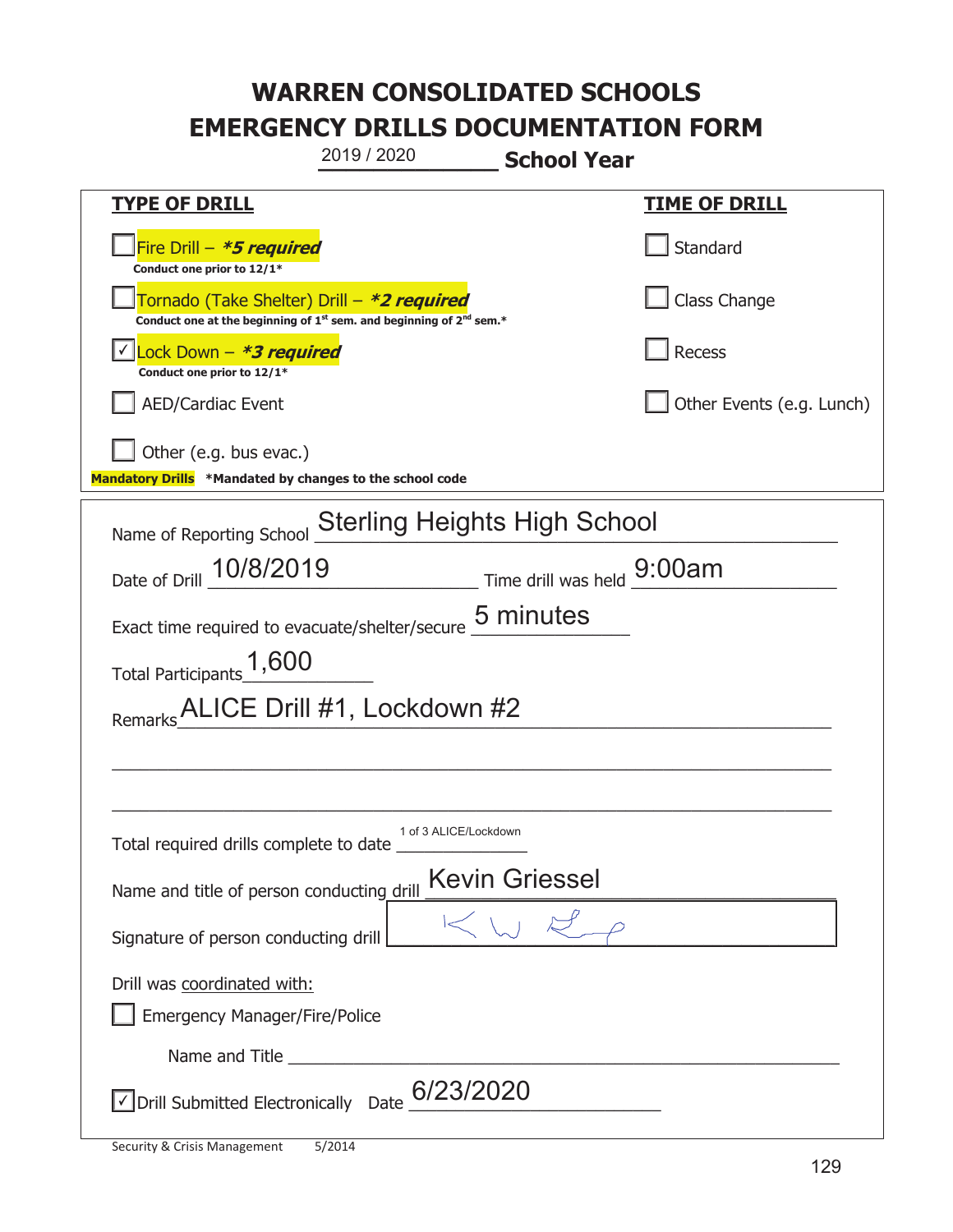# WARREN CONSOLIDATED SCHOOLS
# EMERGENCY DRILLS DOCUMENTATION FORM

2019 / 2020 **School Year**

| **TYPE OF DRILL** | **TIME OF DRILL** |
|---|---|
| ☐ Fire Drill – ***5 required**<br>**Conduct one prior to 12/1*** | ☐ Standard |
| ☐ Tornado (Take Shelter) Drill – ***2 required**<br>**Conduct one at the beginning of 1st sem. and beginning of 2nd sem.*** | ☐ Class Change |
| ☑ Lock Down – ***3 required**<br>**Conduct one prior to 12/1*** | ☐ Recess |
| ☐ AED/Cardiac Event | ☐ Other Events (e.g. Lunch) |
| ☐ Other (e.g. bus evac.) | |

**Mandatory Drills** ***Mandated by changes to the school code**

Name of Reporting School: Sterling Heights High School

Date of Drill: 10/8/2019 Time drill was held: 9:00am

Exact time required to evacuate/shelter/secure: 5 minutes

Total Participants: 1,600

Remarks: ALICE Drill #1, Lockdown #2

Total required drills complete to date: 1 of 3 ALICE/Lockdown

Name and title of person conducting drill: Kevin Griessel

Signature of person conducting drill: KW [signature]

Drill was coordinated with:

☐ Emergency Manager/Fire/Police

Name and Title ______________________

☑ Drill Submitted Electronically Date: 6/23/2020

Security & Crisis Management 5/2014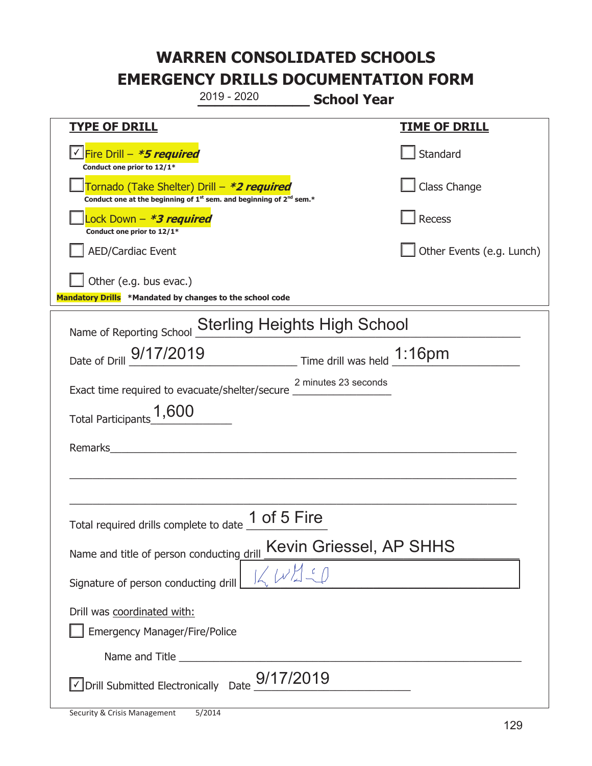# WARREN CONSOLIDATED SCHOOLS
# EMERGENCY DRILLS DOCUMENTATION FORM

2019 - 2020 **School Year**

| **TYPE OF DRILL** | **TIME OF DRILL** |
|---|---|
| ☑ Fire Drill – ***5 required***<br>**Conduct one prior to 12/1*** | ☐ Standard |
| ☐ Tornado (Take Shelter) Drill – ***2 required***<br>**Conduct one at the beginning of 1st sem. and beginning of 2nd sem.*** | ☐ Class Change |
| ☐ Lock Down – ***3 required***<br>**Conduct one prior to 12/1*** | ☐ Recess |
| ☐ AED/Cardiac Event | ☐ Other Events (e.g. Lunch) |
| ☐ Other (e.g. bus evac.) | |

**Mandatory Drills** **\*Mandated by changes to the school code**

Name of Reporting School: Sterling Heights High School

Date of Drill: 9/17/2019 Time drill was held: 1:16pm

Exact time required to evacuate/shelter/secure: 2 minutes 23 seconds

Total Participants: 1,600

Remarks: ______________________________

Total required drills complete to date: 1 of 5 Fire

Name and title of person conducting drill: Kevin Griessel, AP SHHS

Signature of person conducting drill: [signature]

Drill was coordinated with:

☐ Emergency Manager/Fire/Police

Name and Title ______________________________

☑ Drill Submitted Electronically Date: 9/17/2019

Security & Crisis Management 5/2014